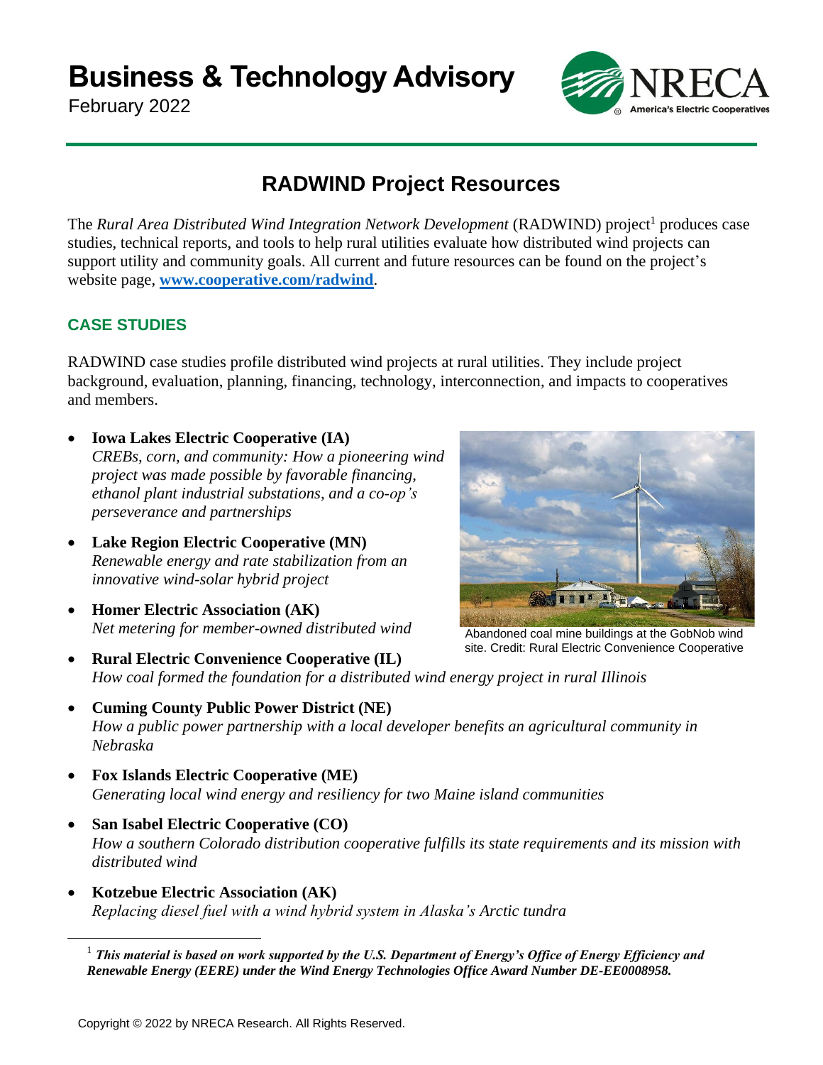# Business & Technology Advisory

February 2022

## RADWIND Project Resources

The *Rural Area Distributed Wind Integration Network Development* (RADWIND) project[1] produces case studies, technical reports, and tools to help rural utilities evaluate how distributed wind projects can support utility and community goals. All current and future resources can be found on the project's website page, **www.cooperative.com/radwind**.

### CASE STUDIES

RADWIND case studies profile distributed wind projects at rural utilities. They include project background, evaluation, planning, financing, technology, interconnection, and impacts to cooperatives and members.

- **Iowa Lakes Electric Cooperative (IA)**
  *CREBs, corn, and community: How a pioneering wind project was made possible by favorable financing, ethanol plant industrial substations, and a co-op's perseverance and partnerships*
- **Lake Region Electric Cooperative (MN)**
  *Renewable energy and rate stabilization from an innovative wind-solar hybrid project*
- **Homer Electric Association (AK)**
  *Net metering for member-owned distributed wind*
- **Rural Electric Convenience Cooperative (IL)**
  *How coal formed the foundation for a distributed wind energy project in rural Illinois*
- **Cuming County Public Power District (NE)**
  *How a public power partnership with a local developer benefits an agricultural community in Nebraska*
- **Fox Islands Electric Cooperative (ME)**
  *Generating local wind energy and resiliency for two Maine island communities*
- **San Isabel Electric Cooperative (CO)**
  *How a southern Colorado distribution cooperative fulfills its state requirements and its mission with distributed wind*
- **Kotzebue Electric Association (AK)**
  *Replacing diesel fuel with a wind hybrid system in Alaska's Arctic tundra*

Abandoned coal mine buildings at the GobNob wind site. Credit: Rural Electric Convenience Cooperative

[1] ***This material is based on work supported by the U.S. Department of Energy's Office of Energy Efficiency and Renewable Energy (EERE) under the Wind Energy Technologies Office Award Number DE-EE0008958.***

Copyright © 2022 by NRECA Research. All Rights Reserved.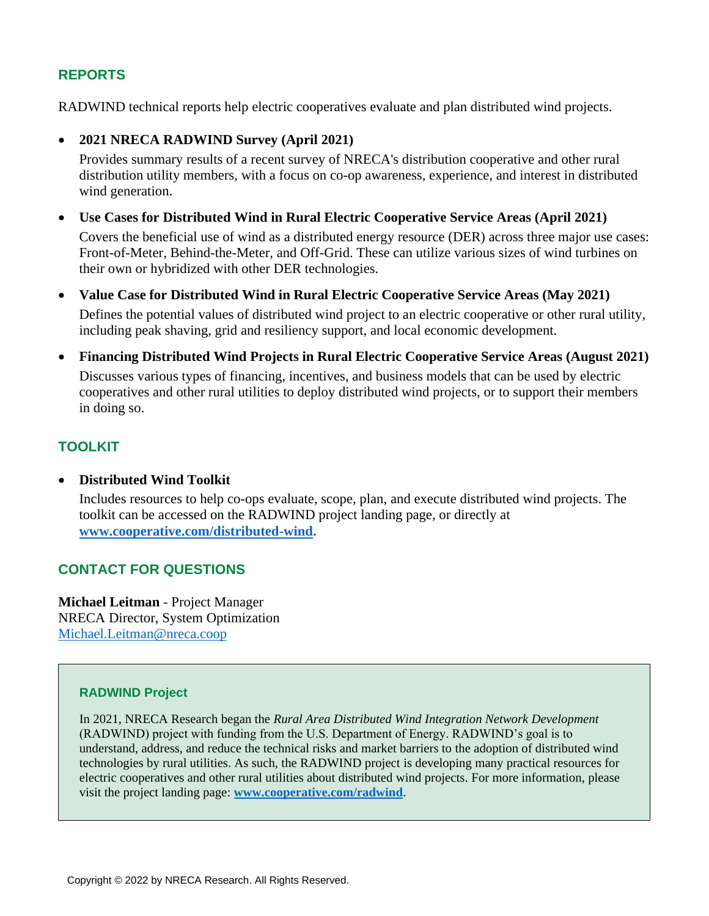## REPORTS

RADWIND technical reports help electric cooperatives evaluate and plan distributed wind projects.

- **2021 NRECA RADWIND Survey (April 2021)**

  Provides summary results of a recent survey of NRECA's distribution cooperative and other rural distribution utility members, with a focus on co-op awareness, experience, and interest in distributed wind generation.

- **Use Cases for Distributed Wind in Rural Electric Cooperative Service Areas (April 2021)**

  Covers the beneficial use of wind as a distributed energy resource (DER) across three major use cases: Front-of-Meter, Behind-the-Meter, and Off-Grid. These can utilize various sizes of wind turbines on their own or hybridized with other DER technologies.

- **Value Case for Distributed Wind in Rural Electric Cooperative Service Areas (May 2021)**

  Defines the potential values of distributed wind project to an electric cooperative or other rural utility, including peak shaving, grid and resiliency support, and local economic development.

- **Financing Distributed Wind Projects in Rural Electric Cooperative Service Areas (August 2021)**

  Discusses various types of financing, incentives, and business models that can be used by electric cooperatives and other rural utilities to deploy distributed wind projects, or to support their members in doing so.

## TOOLKIT

- **Distributed Wind Toolkit**

  Includes resources to help co-ops evaluate, scope, plan, and execute distributed wind projects. The toolkit can be accessed on the RADWIND project landing page, or directly at **www.cooperative.com/distributed-wind.**

## CONTACT FOR QUESTIONS

**Michael Leitman** - Project Manager
NRECA Director, System Optimization
Michael.Leitman@nreca.coop

### RADWIND Project

In 2021, NRECA Research began the *Rural Area Distributed Wind Integration Network Development* (RADWIND) project with funding from the U.S. Department of Energy. RADWIND's goal is to understand, address, and reduce the technical risks and market barriers to the adoption of distributed wind technologies by rural utilities. As such, the RADWIND project is developing many practical resources for electric cooperatives and other rural utilities about distributed wind projects. For more information, please visit the project landing page: **www.cooperative.com/radwind**.

Copyright © 2022 by NRECA Research. All Rights Reserved.